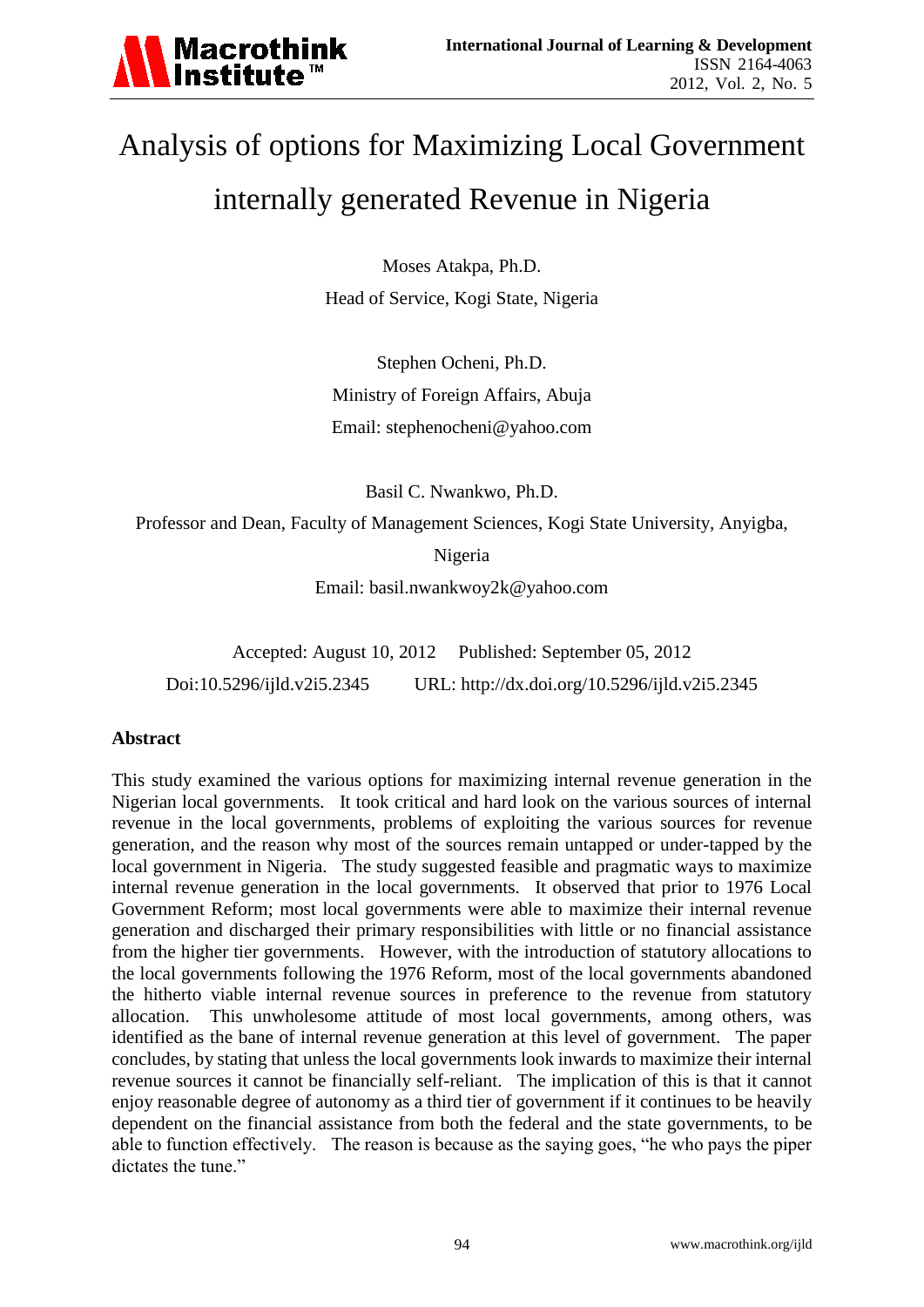# Analysis of options for Maximizing Local Government internally generated Revenue in Nigeria

Moses Atakpa, Ph.D.

Head of Service, Kogi State, Nigeria

Stephen Ocheni, Ph.D.

Ministry of Foreign Affairs, Abuja

Email: stephenocheni@yahoo.com

Basil C. Nwankwo, Ph.D.

Professor and Dean, Faculty of Management Sciences, Kogi State University, Anyigba, Nigeria

Email: basil.nwankwoy2k@yahoo.com

Accepted: August 10, 2012 Published: September 05, 2012

Doi:10.5296/ijld.v2i5.2345 URL: http://dx.doi.org/10.5296/ijld.v2i5.2345

## Abstract

This study examined the various options for maximizing internal revenue generation in the Nigerian local governments. It took critical and hard look on the various sources of internal revenue in the local governments, problems of exploiting the various sources for revenue generation, and the reason why most of the sources remain untapped or under-tapped by the local government in Nigeria. The study suggested feasible and pragmatic ways to maximize internal revenue generation in the local governments. It observed that prior to 1976 Local Government Reform; most local governments were able to maximize their internal revenue generation and discharged their primary responsibilities with little or no financial assistance from the higher tier governments. However, with the introduction of statutory allocations to the local governments following the 1976 Reform, most of the local governments abandoned the hitherto viable internal revenue sources in preference to the revenue from statutory allocation. This unwholesome attitude of most local governments, among others, was identified as the bane of internal revenue generation at this level of government. The paper concludes, by stating that unless the local governments look inwards to maximize their internal revenue sources it cannot be financially self-reliant. The implication of this is that it cannot enjoy reasonable degree of autonomy as a third tier of government if it continues to be heavily dependent on the financial assistance from both the federal and the state governments, to be able to function effectively. The reason is because as the saying goes, "he who pays the piper dictates the tune."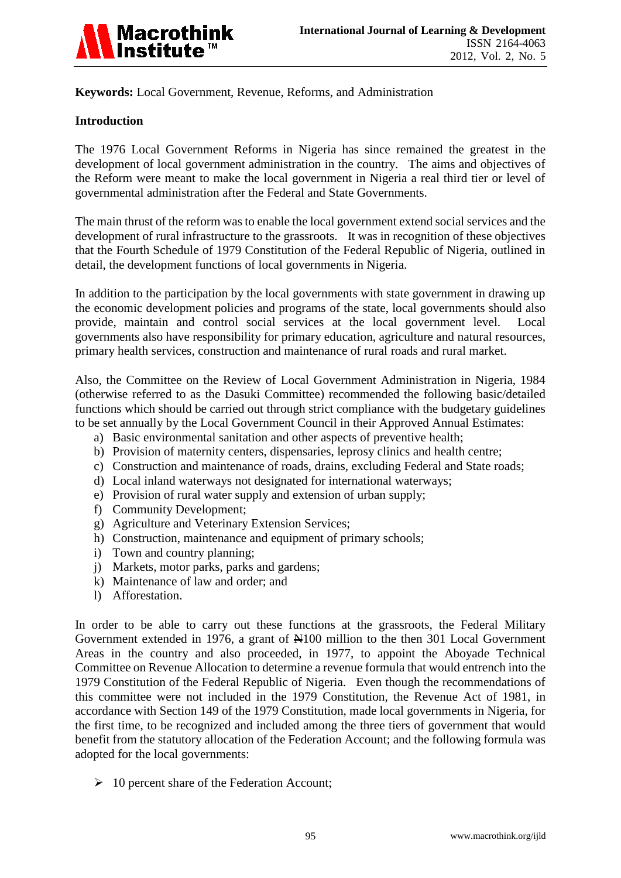**Keywords:** Local Government, Revenue, Reforms, and Administration

## Introduction

The 1976 Local Government Reforms in Nigeria has since remained the greatest in the development of local government administration in the country. The aims and objectives of the Reform were meant to make the local government in Nigeria a real third tier or level of governmental administration after the Federal and State Governments.

The main thrust of the reform was to enable the local government extend social services and the development of rural infrastructure to the grassroots. It was in recognition of these objectives that the Fourth Schedule of 1979 Constitution of the Federal Republic of Nigeria, outlined in detail, the development functions of local governments in Nigeria.

In addition to the participation by the local governments with state government in drawing up the economic development policies and programs of the state, local governments should also provide, maintain and control social services at the local government level. Local governments also have responsibility for primary education, agriculture and natural resources, primary health services, construction and maintenance of rural roads and rural market.

Also, the Committee on the Review of Local Government Administration in Nigeria, 1984 (otherwise referred to as the Dasuki Committee) recommended the following basic/detailed functions which should be carried out through strict compliance with the budgetary guidelines to be set annually by the Local Government Council in their Approved Annual Estimates:

a) Basic environmental sanitation and other aspects of preventive health;
b) Provision of maternity centers, dispensaries, leprosy clinics and health centre;
c) Construction and maintenance of roads, drains, excluding Federal and State roads;
d) Local inland waterways not designated for international waterways;
e) Provision of rural water supply and extension of urban supply;
f) Community Development;
g) Agriculture and Veterinary Extension Services;
h) Construction, maintenance and equipment of primary schools;
i) Town and country planning;
j) Markets, motor parks, parks and gardens;
k) Maintenance of law and order; and
l) Afforestation.

In order to be able to carry out these functions at the grassroots, the Federal Military Government extended in 1976, a grant of ₦100 million to the then 301 Local Government Areas in the country and also proceeded, in 1977, to appoint the Aboyade Technical Committee on Revenue Allocation to determine a revenue formula that would entrench into the 1979 Constitution of the Federal Republic of Nigeria. Even though the recommendations of this committee were not included in the 1979 Constitution, the Revenue Act of 1981, in accordance with Section 149 of the 1979 Constitution, made local governments in Nigeria, for the first time, to be recognized and included among the three tiers of government that would benefit from the statutory allocation of the Federation Account; and the following formula was adopted for the local governments:

- 10 percent share of the Federation Account;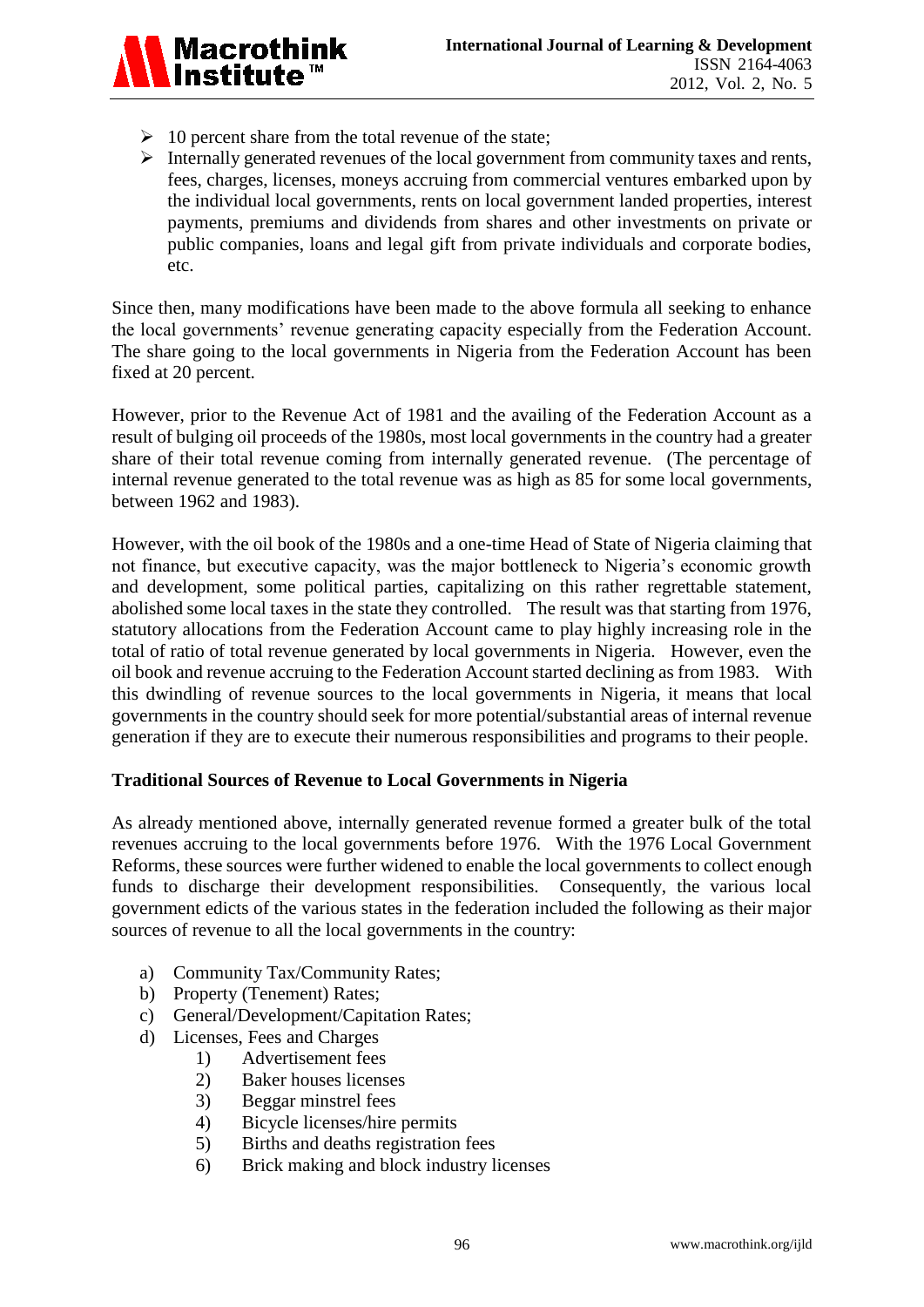- 10 percent share from the total revenue of the state;
- Internally generated revenues of the local government from community taxes and rents, fees, charges, licenses, moneys accruing from commercial ventures embarked upon by the individual local governments, rents on local government landed properties, interest payments, premiums and dividends from shares and other investments on private or public companies, loans and legal gift from private individuals and corporate bodies, etc.

Since then, many modifications have been made to the above formula all seeking to enhance the local governments' revenue generating capacity especially from the Federation Account. The share going to the local governments in Nigeria from the Federation Account has been fixed at 20 percent.

However, prior to the Revenue Act of 1981 and the availing of the Federation Account as a result of bulging oil proceeds of the 1980s, most local governments in the country had a greater share of their total revenue coming from internally generated revenue. (The percentage of internal revenue generated to the total revenue was as high as 85 for some local governments, between 1962 and 1983).

However, with the oil book of the 1980s and a one-time Head of State of Nigeria claiming that not finance, but executive capacity, was the major bottleneck to Nigeria's economic growth and development, some political parties, capitalizing on this rather regrettable statement, abolished some local taxes in the state they controlled. The result was that starting from 1976, statutory allocations from the Federation Account came to play highly increasing role in the total of ratio of total revenue generated by local governments in Nigeria. However, even the oil book and revenue accruing to the Federation Account started declining as from 1983. With this dwindling of revenue sources to the local governments in Nigeria, it means that local governments in the country should seek for more potential/substantial areas of internal revenue generation if they are to execute their numerous responsibilities and programs to their people.

**Traditional Sources of Revenue to Local Governments in Nigeria**

As already mentioned above, internally generated revenue formed a greater bulk of the total revenues accruing to the local governments before 1976. With the 1976 Local Government Reforms, these sources were further widened to enable the local governments to collect enough funds to discharge their development responsibilities. Consequently, the various local government edicts of the various states in the federation included the following as their major sources of revenue to all the local governments in the country:

a) Community Tax/Community Rates;
b) Property (Tenement) Rates;
c) General/Development/Capitation Rates;
d) Licenses, Fees and Charges
    1) Advertisement fees
    2) Baker houses licenses
    3) Beggar minstrel fees
    4) Bicycle licenses/hire permits
    5) Births and deaths registration fees
    6) Brick making and block industry licenses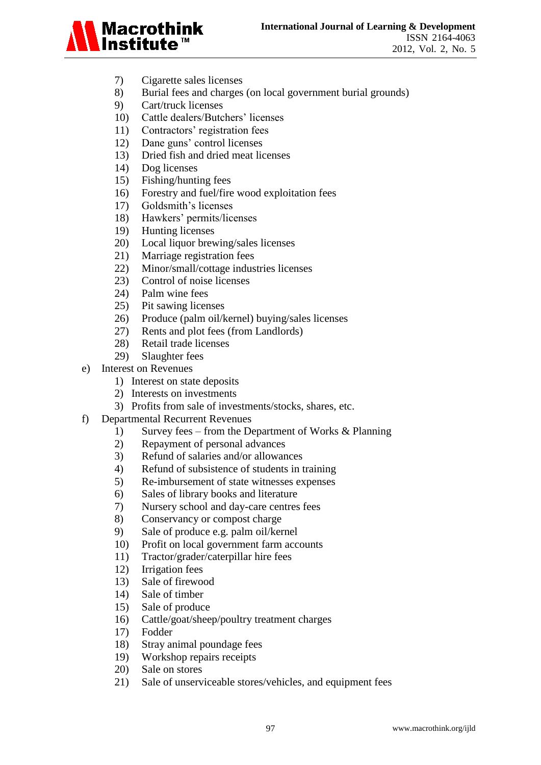7) Cigarette sales licenses
8) Burial fees and charges (on local government burial grounds)
9) Cart/truck licenses
10) Cattle dealers/Butchers' licenses
11) Contractors' registration fees
12) Dane guns' control licenses
13) Dried fish and dried meat licenses
14) Dog licenses
15) Fishing/hunting fees
16) Forestry and fuel/fire wood exploitation fees
17) Goldsmith's licenses
18) Hawkers' permits/licenses
19) Hunting licenses
20) Local liquor brewing/sales licenses
21) Marriage registration fees
22) Minor/small/cottage industries licenses
23) Control of noise licenses
24) Palm wine fees
25) Pit sawing licenses
26) Produce (palm oil/kernel) buying/sales licenses
27) Rents and plot fees (from Landlords)
28) Retail trade licenses
29) Slaughter fees

e) Interest on Revenues
   1) Interest on state deposits
   2) Interests on investments
   3) Profits from sale of investments/stocks, shares, etc.

f) Departmental Recurrent Revenues
   1) Survey fees – from the Department of Works & Planning
   2) Repayment of personal advances
   3) Refund of salaries and/or allowances
   4) Refund of subsistence of students in training
   5) Re-imbursement of state witnesses expenses
   6) Sales of library books and literature
   7) Nursery school and day-care centres fees
   8) Conservancy or compost charge
   9) Sale of produce e.g. palm oil/kernel
   10) Profit on local government farm accounts
   11) Tractor/grader/caterpillar hire fees
   12) Irrigation fees
   13) Sale of firewood
   14) Sale of timber
   15) Sale of produce
   16) Cattle/goat/sheep/poultry treatment charges
   17) Fodder
   18) Stray animal poundage fees
   19) Workshop repairs receipts
   20) Sale on stores
   21) Sale of unserviceable stores/vehicles, and equipment fees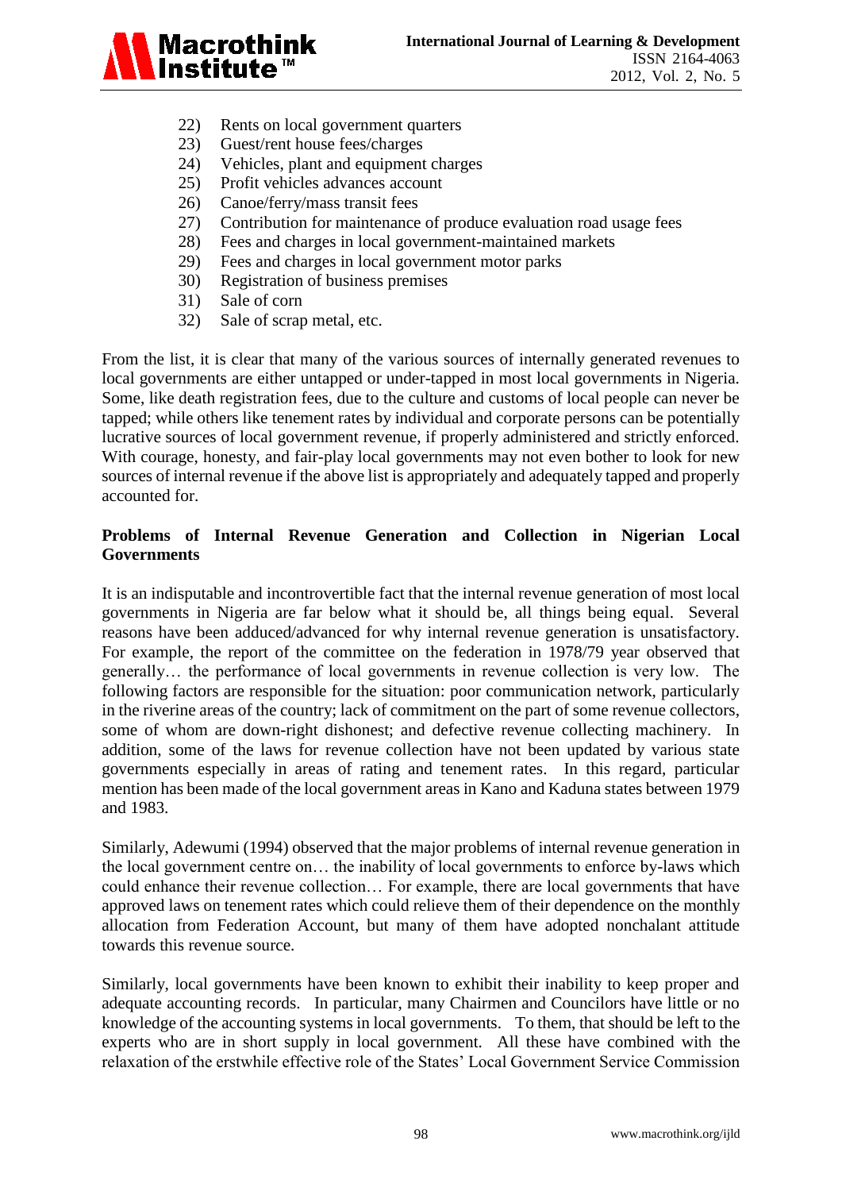22) Rents on local government quarters
23) Guest/rent house fees/charges
24) Vehicles, plant and equipment charges
25) Profit vehicles advances account
26) Canoe/ferry/mass transit fees
27) Contribution for maintenance of produce evaluation road usage fees
28) Fees and charges in local government-maintained markets
29) Fees and charges in local government motor parks
30) Registration of business premises
31) Sale of corn
32) Sale of scrap metal, etc.

From the list, it is clear that many of the various sources of internally generated revenues to local governments are either untapped or under-tapped in most local governments in Nigeria. Some, like death registration fees, due to the culture and customs of local people can never be tapped; while others like tenement rates by individual and corporate persons can be potentially lucrative sources of local government revenue, if properly administered and strictly enforced. With courage, honesty, and fair-play local governments may not even bother to look for new sources of internal revenue if the above list is appropriately and adequately tapped and properly accounted for.

## Problems of Internal Revenue Generation and Collection in Nigerian Local Governments

It is an indisputable and incontrovertible fact that the internal revenue generation of most local governments in Nigeria are far below what it should be, all things being equal. Several reasons have been adduced/advanced for why internal revenue generation is unsatisfactory. For example, the report of the committee on the federation in 1978/79 year observed that generally… the performance of local governments in revenue collection is very low. The following factors are responsible for the situation: poor communication network, particularly in the riverine areas of the country; lack of commitment on the part of some revenue collectors, some of whom are down-right dishonest; and defective revenue collecting machinery. In addition, some of the laws for revenue collection have not been updated by various state governments especially in areas of rating and tenement rates. In this regard, particular mention has been made of the local government areas in Kano and Kaduna states between 1979 and 1983.

Similarly, Adewumi (1994) observed that the major problems of internal revenue generation in the local government centre on… the inability of local governments to enforce by-laws which could enhance their revenue collection… For example, there are local governments that have approved laws on tenement rates which could relieve them of their dependence on the monthly allocation from Federation Account, but many of them have adopted nonchalant attitude towards this revenue source.

Similarly, local governments have been known to exhibit their inability to keep proper and adequate accounting records. In particular, many Chairmen and Councilors have little or no knowledge of the accounting systems in local governments. To them, that should be left to the experts who are in short supply in local government. All these have combined with the relaxation of the erstwhile effective role of the States' Local Government Service Commission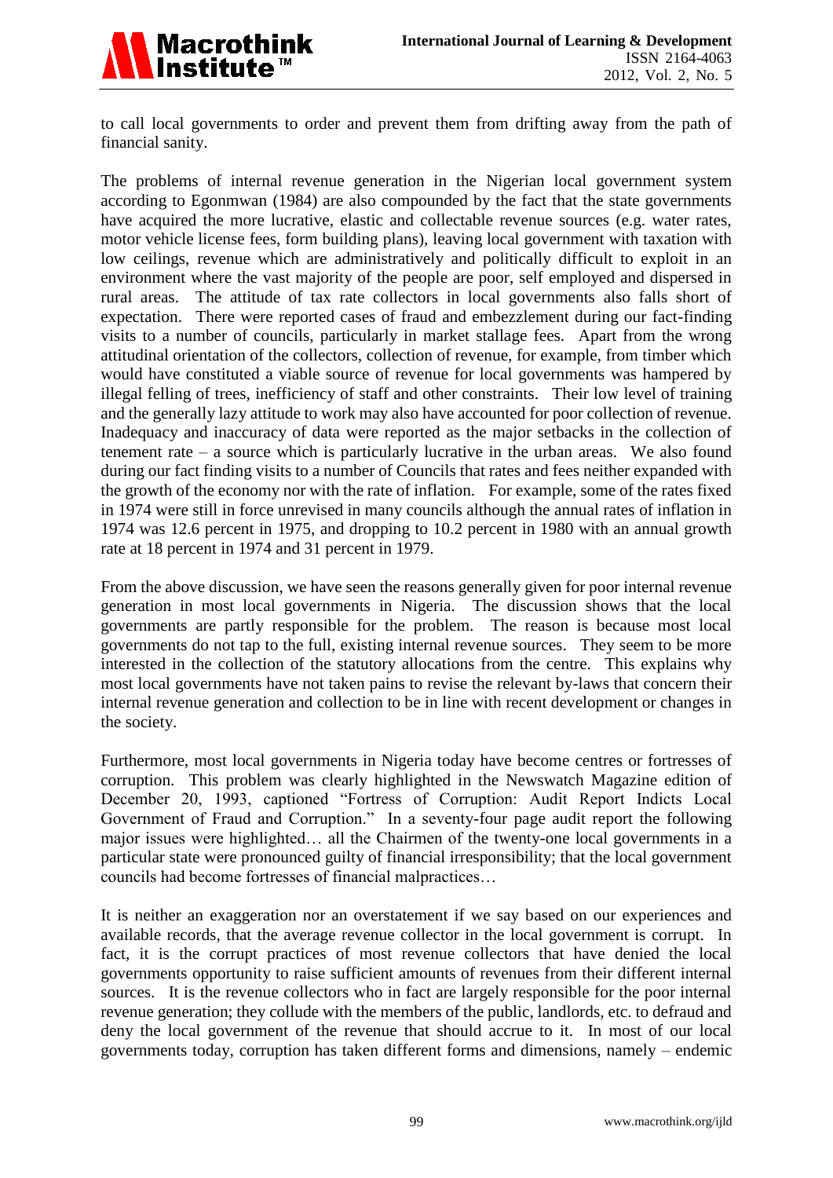to call local governments to order and prevent them from drifting away from the path of financial sanity.

The problems of internal revenue generation in the Nigerian local government system according to Egonmwan (1984) are also compounded by the fact that the state governments have acquired the more lucrative, elastic and collectable revenue sources (e.g. water rates, motor vehicle license fees, form building plans), leaving local government with taxation with low ceilings, revenue which are administratively and politically difficult to exploit in an environment where the vast majority of the people are poor, self employed and dispersed in rural areas. The attitude of tax rate collectors in local governments also falls short of expectation. There were reported cases of fraud and embezzlement during our fact-finding visits to a number of councils, particularly in market stallage fees. Apart from the wrong attitudinal orientation of the collectors, collection of revenue, for example, from timber which would have constituted a viable source of revenue for local governments was hampered by illegal felling of trees, inefficiency of staff and other constraints. Their low level of training and the generally lazy attitude to work may also have accounted for poor collection of revenue. Inadequacy and inaccuracy of data were reported as the major setbacks in the collection of tenement rate – a source which is particularly lucrative in the urban areas. We also found during our fact finding visits to a number of Councils that rates and fees neither expanded with the growth of the economy nor with the rate of inflation. For example, some of the rates fixed in 1974 were still in force unrevised in many councils although the annual rates of inflation in 1974 was 12.6 percent in 1975, and dropping to 10.2 percent in 1980 with an annual growth rate at 18 percent in 1974 and 31 percent in 1979.

From the above discussion, we have seen the reasons generally given for poor internal revenue generation in most local governments in Nigeria. The discussion shows that the local governments are partly responsible for the problem. The reason is because most local governments do not tap to the full, existing internal revenue sources. They seem to be more interested in the collection of the statutory allocations from the centre. This explains why most local governments have not taken pains to revise the relevant by-laws that concern their internal revenue generation and collection to be in line with recent development or changes in the society.

Furthermore, most local governments in Nigeria today have become centres or fortresses of corruption. This problem was clearly highlighted in the Newswatch Magazine edition of December 20, 1993, captioned "Fortress of Corruption: Audit Report Indicts Local Government of Fraud and Corruption." In a seventy-four page audit report the following major issues were highlighted… all the Chairmen of the twenty-one local governments in a particular state were pronounced guilty of financial irresponsibility; that the local government councils had become fortresses of financial malpractices…

It is neither an exaggeration nor an overstatement if we say based on our experiences and available records, that the average revenue collector in the local government is corrupt. In fact, it is the corrupt practices of most revenue collectors that have denied the local governments opportunity to raise sufficient amounts of revenues from their different internal sources. It is the revenue collectors who in fact are largely responsible for the poor internal revenue generation; they collude with the members of the public, landlords, etc. to defraud and deny the local government of the revenue that should accrue to it. In most of our local governments today, corruption has taken different forms and dimensions, namely – endemic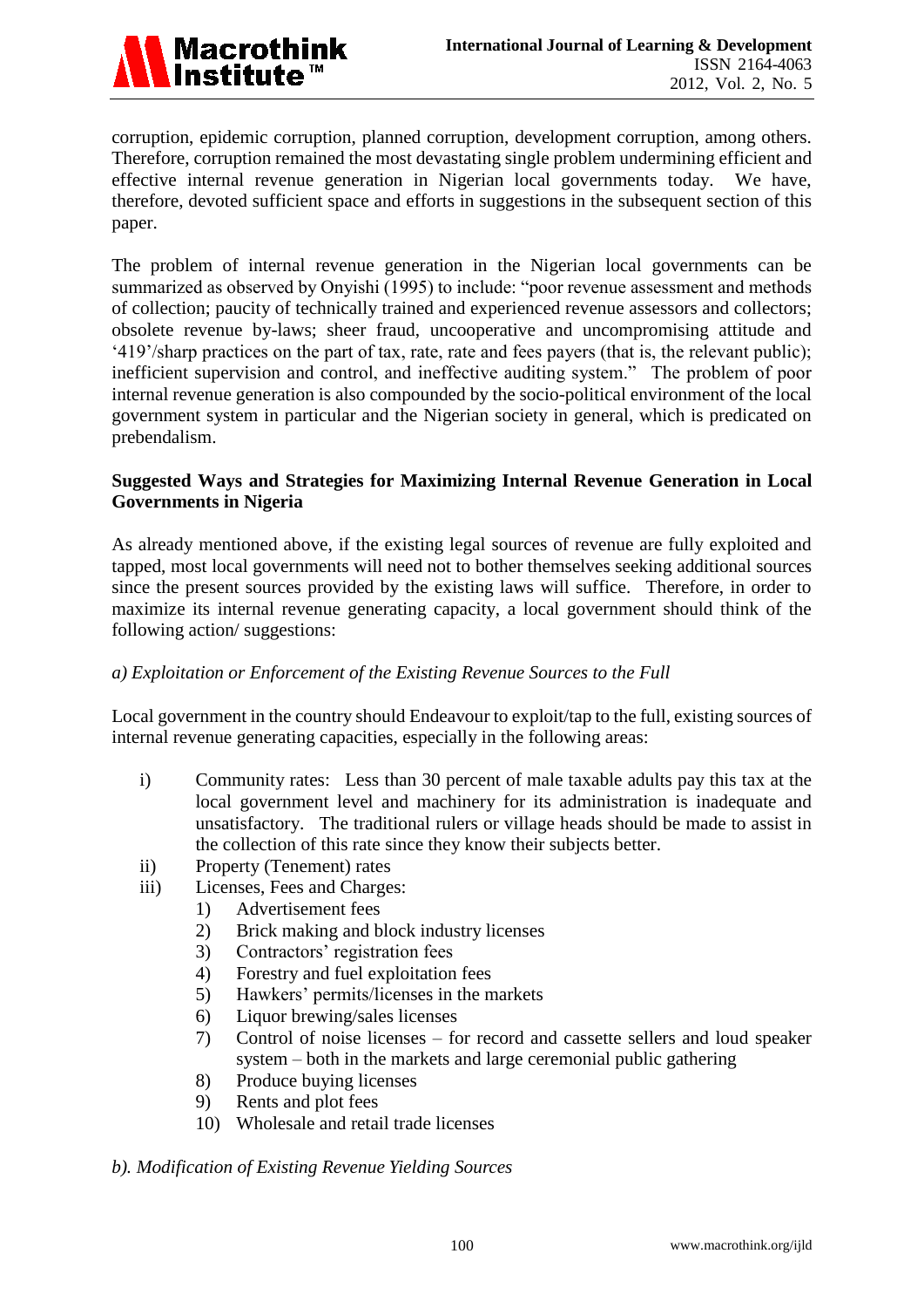corruption, epidemic corruption, planned corruption, development corruption, among others. Therefore, corruption remained the most devastating single problem undermining efficient and effective internal revenue generation in Nigerian local governments today. We have, therefore, devoted sufficient space and efforts in suggestions in the subsequent section of this paper.

The problem of internal revenue generation in the Nigerian local governments can be summarized as observed by Onyishi (1995) to include: "poor revenue assessment and methods of collection; paucity of technically trained and experienced revenue assessors and collectors; obsolete revenue by-laws; sheer fraud, uncooperative and uncompromising attitude and '419'/sharp practices on the part of tax, rate, rate and fees payers (that is, the relevant public); inefficient supervision and control, and ineffective auditing system." The problem of poor internal revenue generation is also compounded by the socio-political environment of the local government system in particular and the Nigerian society in general, which is predicated on prebendalism.

**Suggested Ways and Strategies for Maximizing Internal Revenue Generation in Local Governments in Nigeria**

As already mentioned above, if the existing legal sources of revenue are fully exploited and tapped, most local governments will need not to bother themselves seeking additional sources since the present sources provided by the existing laws will suffice. Therefore, in order to maximize its internal revenue generating capacity, a local government should think of the following action/ suggestions:

*a) Exploitation or Enforcement of the Existing Revenue Sources to the Full*

Local government in the country should Endeavour to exploit/tap to the full, existing sources of internal revenue generating capacities, especially in the following areas:

i) Community rates: Less than 30 percent of male taxable adults pay this tax at the local government level and machinery for its administration is inadequate and unsatisfactory. The traditional rulers or village heads should be made to assist in the collection of this rate since they know their subjects better.

ii) Property (Tenement) rates

iii) Licenses, Fees and Charges:

1) Advertisement fees
2) Brick making and block industry licenses
3) Contractors' registration fees
4) Forestry and fuel exploitation fees
5) Hawkers' permits/licenses in the markets
6) Liquor brewing/sales licenses
7) Control of noise licenses – for record and cassette sellers and loud speaker system – both in the markets and large ceremonial public gathering
8) Produce buying licenses
9) Rents and plot fees
10) Wholesale and retail trade licenses

*b). Modification of Existing Revenue Yielding Sources*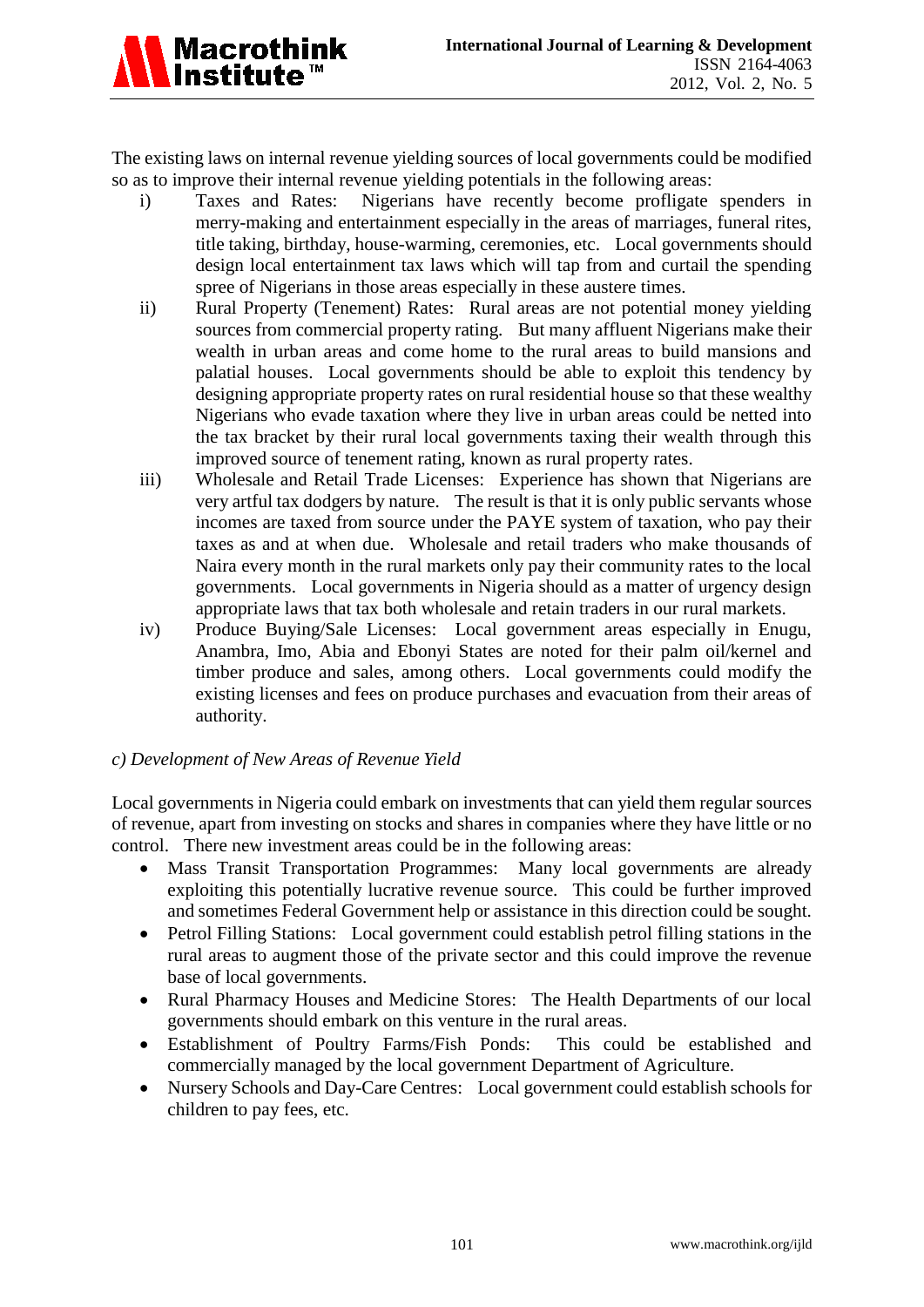The existing laws on internal revenue yielding sources of local governments could be modified so as to improve their internal revenue yielding potentials in the following areas:

i) Taxes and Rates: Nigerians have recently become profligate spenders in merry-making and entertainment especially in the areas of marriages, funeral rites, title taking, birthday, house-warming, ceremonies, etc. Local governments should design local entertainment tax laws which will tap from and curtail the spending spree of Nigerians in those areas especially in these austere times.

ii) Rural Property (Tenement) Rates: Rural areas are not potential money yielding sources from commercial property rating. But many affluent Nigerians make their wealth in urban areas and come home to the rural areas to build mansions and palatial houses. Local governments should be able to exploit this tendency by designing appropriate property rates on rural residential house so that these wealthy Nigerians who evade taxation where they live in urban areas could be netted into the tax bracket by their rural local governments taxing their wealth through this improved source of tenement rating, known as rural property rates.

iii) Wholesale and Retail Trade Licenses: Experience has shown that Nigerians are very artful tax dodgers by nature. The result is that it is only public servants whose incomes are taxed from source under the PAYE system of taxation, who pay their taxes as and at when due. Wholesale and retail traders who make thousands of Naira every month in the rural markets only pay their community rates to the local governments. Local governments in Nigeria should as a matter of urgency design appropriate laws that tax both wholesale and retain traders in our rural markets.

iv) Produce Buying/Sale Licenses: Local government areas especially in Enugu, Anambra, Imo, Abia and Ebonyi States are noted for their palm oil/kernel and timber produce and sales, among others. Local governments could modify the existing licenses and fees on produce purchases and evacuation from their areas of authority.

*c) Development of New Areas of Revenue Yield*

Local governments in Nigeria could embark on investments that can yield them regular sources of revenue, apart from investing on stocks and shares in companies where they have little or no control. There new investment areas could be in the following areas:

- Mass Transit Transportation Programmes: Many local governments are already exploiting this potentially lucrative revenue source. This could be further improved and sometimes Federal Government help or assistance in this direction could be sought.
- Petrol Filling Stations: Local government could establish petrol filling stations in the rural areas to augment those of the private sector and this could improve the revenue base of local governments.
- Rural Pharmacy Houses and Medicine Stores: The Health Departments of our local governments should embark on this venture in the rural areas.
- Establishment of Poultry Farms/Fish Ponds: This could be established and commercially managed by the local government Department of Agriculture.
- Nursery Schools and Day-Care Centres: Local government could establish schools for children to pay fees, etc.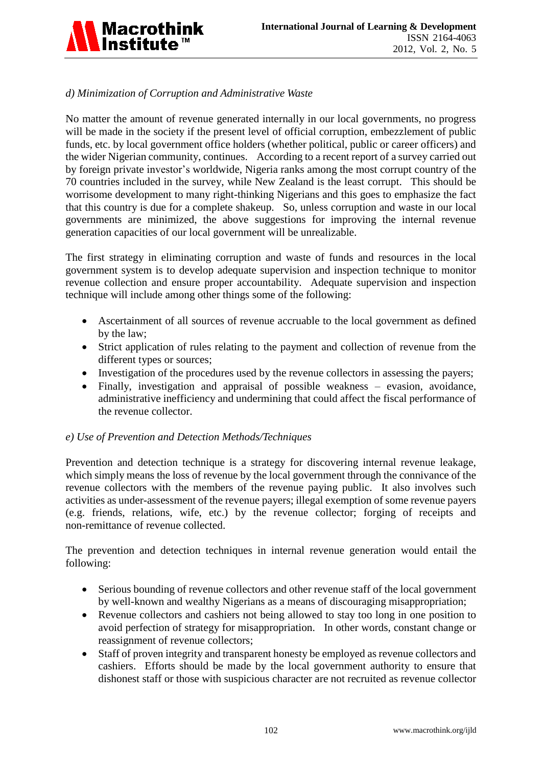*d) Minimization of Corruption and Administrative Waste*

No matter the amount of revenue generated internally in our local governments, no progress will be made in the society if the present level of official corruption, embezzlement of public funds, etc. by local government office holders (whether political, public or career officers) and the wider Nigerian community, continues. According to a recent report of a survey carried out by foreign private investor's worldwide, Nigeria ranks among the most corrupt country of the 70 countries included in the survey, while New Zealand is the least corrupt. This should be worrisome development to many right-thinking Nigerians and this goes to emphasize the fact that this country is due for a complete shakeup. So, unless corruption and waste in our local governments are minimized, the above suggestions for improving the internal revenue generation capacities of our local government will be unrealizable.

The first strategy in eliminating corruption and waste of funds and resources in the local government system is to develop adequate supervision and inspection technique to monitor revenue collection and ensure proper accountability. Adequate supervision and inspection technique will include among other things some of the following:

- Ascertainment of all sources of revenue accruable to the local government as defined by the law;
- Strict application of rules relating to the payment and collection of revenue from the different types or sources;
- Investigation of the procedures used by the revenue collectors in assessing the payers;
- Finally, investigation and appraisal of possible weakness – evasion, avoidance, administrative inefficiency and undermining that could affect the fiscal performance of the revenue collector.

*e) Use of Prevention and Detection Methods/Techniques*

Prevention and detection technique is a strategy for discovering internal revenue leakage, which simply means the loss of revenue by the local government through the connivance of the revenue collectors with the members of the revenue paying public. It also involves such activities as under-assessment of the revenue payers; illegal exemption of some revenue payers (e.g. friends, relations, wife, etc.) by the revenue collector; forging of receipts and non-remittance of revenue collected.

The prevention and detection techniques in internal revenue generation would entail the following:

- Serious bounding of revenue collectors and other revenue staff of the local government by well-known and wealthy Nigerians as a means of discouraging misappropriation;
- Revenue collectors and cashiers not being allowed to stay too long in one position to avoid perfection of strategy for misappropriation. In other words, constant change or reassignment of revenue collectors;
- Staff of proven integrity and transparent honesty be employed as revenue collectors and cashiers. Efforts should be made by the local government authority to ensure that dishonest staff or those with suspicious character are not recruited as revenue collector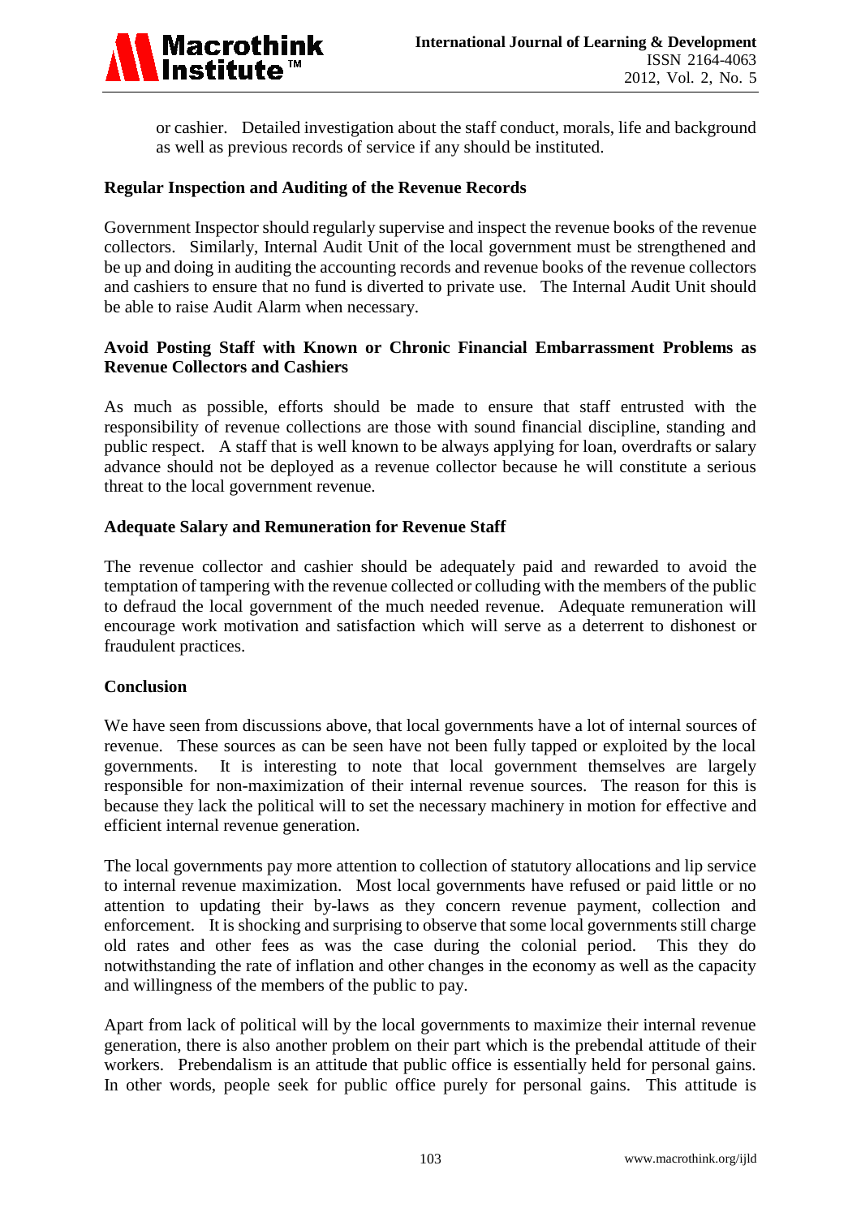or cashier. Detailed investigation about the staff conduct, morals, life and background as well as previous records of service if any should be instituted.

**Regular Inspection and Auditing of the Revenue Records**

Government Inspector should regularly supervise and inspect the revenue books of the revenue collectors. Similarly, Internal Audit Unit of the local government must be strengthened and be up and doing in auditing the accounting records and revenue books of the revenue collectors and cashiers to ensure that no fund is diverted to private use. The Internal Audit Unit should be able to raise Audit Alarm when necessary.

**Avoid Posting Staff with Known or Chronic Financial Embarrassment Problems as Revenue Collectors and Cashiers**

As much as possible, efforts should be made to ensure that staff entrusted with the responsibility of revenue collections are those with sound financial discipline, standing and public respect. A staff that is well known to be always applying for loan, overdrafts or salary advance should not be deployed as a revenue collector because he will constitute a serious threat to the local government revenue.

**Adequate Salary and Remuneration for Revenue Staff**

The revenue collector and cashier should be adequately paid and rewarded to avoid the temptation of tampering with the revenue collected or colluding with the members of the public to defraud the local government of the much needed revenue. Adequate remuneration will encourage work motivation and satisfaction which will serve as a deterrent to dishonest or fraudulent practices.

## Conclusion

We have seen from discussions above, that local governments have a lot of internal sources of revenue. These sources as can be seen have not been fully tapped or exploited by the local governments. It is interesting to note that local government themselves are largely responsible for non-maximization of their internal revenue sources. The reason for this is because they lack the political will to set the necessary machinery in motion for effective and efficient internal revenue generation.

The local governments pay more attention to collection of statutory allocations and lip service to internal revenue maximization. Most local governments have refused or paid little or no attention to updating their by-laws as they concern revenue payment, collection and enforcement. It is shocking and surprising to observe that some local governments still charge old rates and other fees as was the case during the colonial period. This they do notwithstanding the rate of inflation and other changes in the economy as well as the capacity and willingness of the members of the public to pay.

Apart from lack of political will by the local governments to maximize their internal revenue generation, there is also another problem on their part which is the prebendal attitude of their workers. Prebendalism is an attitude that public office is essentially held for personal gains. In other words, people seek for public office purely for personal gains. This attitude is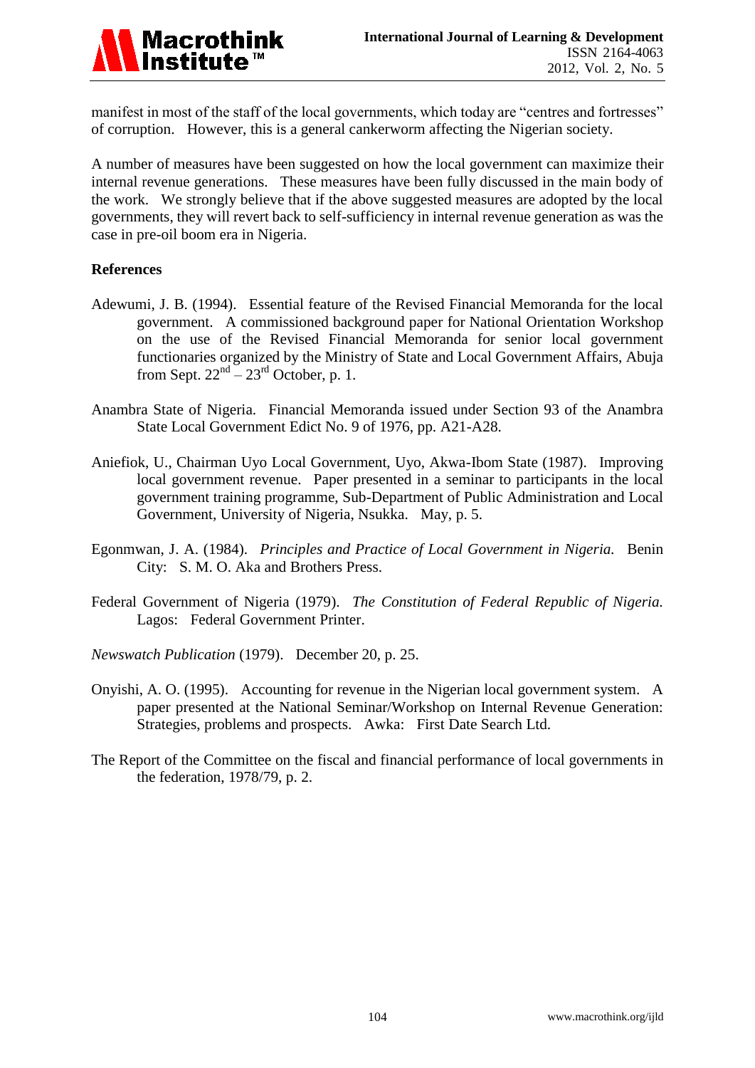manifest in most of the staff of the local governments, which today are "centres and fortresses" of corruption. However, this is a general cankerworm affecting the Nigerian society.

A number of measures have been suggested on how the local government can maximize their internal revenue generations. These measures have been fully discussed in the main body of the work. We strongly believe that if the above suggested measures are adopted by the local governments, they will revert back to self-sufficiency in internal revenue generation as was the case in pre-oil boom era in Nigeria.

## References

Adewumi, J. B. (1994). Essential feature of the Revised Financial Memoranda for the local government. A commissioned background paper for National Orientation Workshop on the use of the Revised Financial Memoranda for senior local government functionaries organized by the Ministry of State and Local Government Affairs, Abuja from Sept. 22nd – 23rd October, p. 1.

Anambra State of Nigeria. Financial Memoranda issued under Section 93 of the Anambra State Local Government Edict No. 9 of 1976, pp. A21-A28.

Aniefiok, U., Chairman Uyo Local Government, Uyo, Akwa-Ibom State (1987). Improving local government revenue. Paper presented in a seminar to participants in the local government training programme, Sub-Department of Public Administration and Local Government, University of Nigeria, Nsukka. May, p. 5.

Egonmwan, J. A. (1984). *Principles and Practice of Local Government in Nigeria.* Benin City: S. M. O. Aka and Brothers Press.

Federal Government of Nigeria (1979). *The Constitution of Federal Republic of Nigeria.* Lagos: Federal Government Printer.

*Newswatch Publication* (1979). December 20, p. 25.

Onyishi, A. O. (1995). Accounting for revenue in the Nigerian local government system. A paper presented at the National Seminar/Workshop on Internal Revenue Generation: Strategies, problems and prospects. Awka: First Date Search Ltd.

The Report of the Committee on the fiscal and financial performance of local governments in the federation, 1978/79, p. 2.